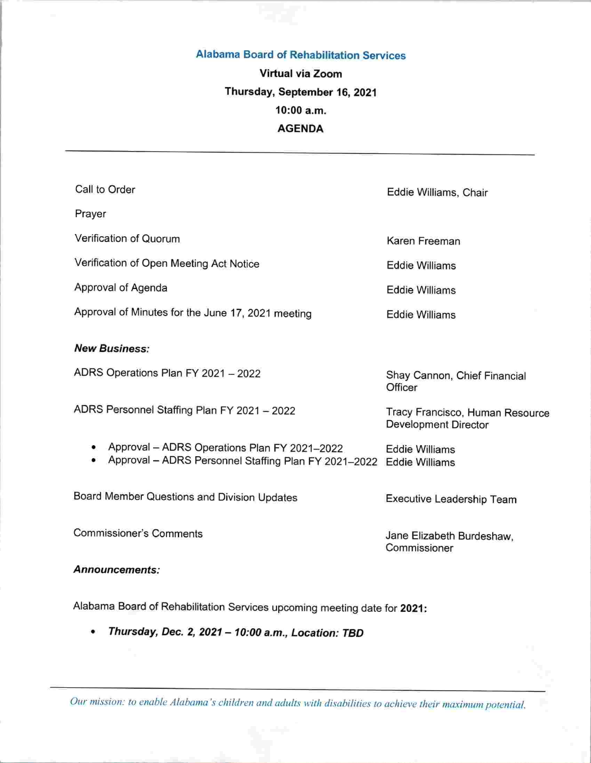# Alabama Board of Rehabilitation Services

**Virtual via Zoom**

**Thursday, September 16, 2021**

**10:00 a.m.**

**AGENDA**

---

| Item | Presenter |
|---|---|
| Call to Order | Eddie Williams, Chair |
| Prayer | |
| Verification of Quorum | Karen Freeman |
| Verification of Open Meeting Act Notice | Eddie Williams |
| Approval of Agenda | Eddie Williams |
| Approval of Minutes for the June 17, 2021 meeting | Eddie Williams |

***New Business:***

| Item | Presenter |
|---|---|
| ADRS Operations Plan FY 2021 – 2022 | Shay Cannon, Chief Financial Officer |
| ADRS Personnel Staffing Plan FY 2021 – 2022 | Tracy Francisco, Human Resource Development Director |
| • Approval – ADRS Operations Plan FY 2021–2022 | Eddie Williams |
| • Approval – ADRS Personnel Staffing Plan FY 2021–2022 | Eddie Williams |
| Board Member Questions and Division Updates | Executive Leadership Team |
| Commissioner's Comments | Jane Elizabeth Burdeshaw, Commissioner |

***Announcements:***

Alabama Board of Rehabilitation Services upcoming meeting date for **2021:**

- ***Thursday, Dec. 2, 2021 – 10:00 a.m., Location: TBD***

---

*Our mission: to enable Alabama's children and adults with disabilities to achieve their maximum potential.*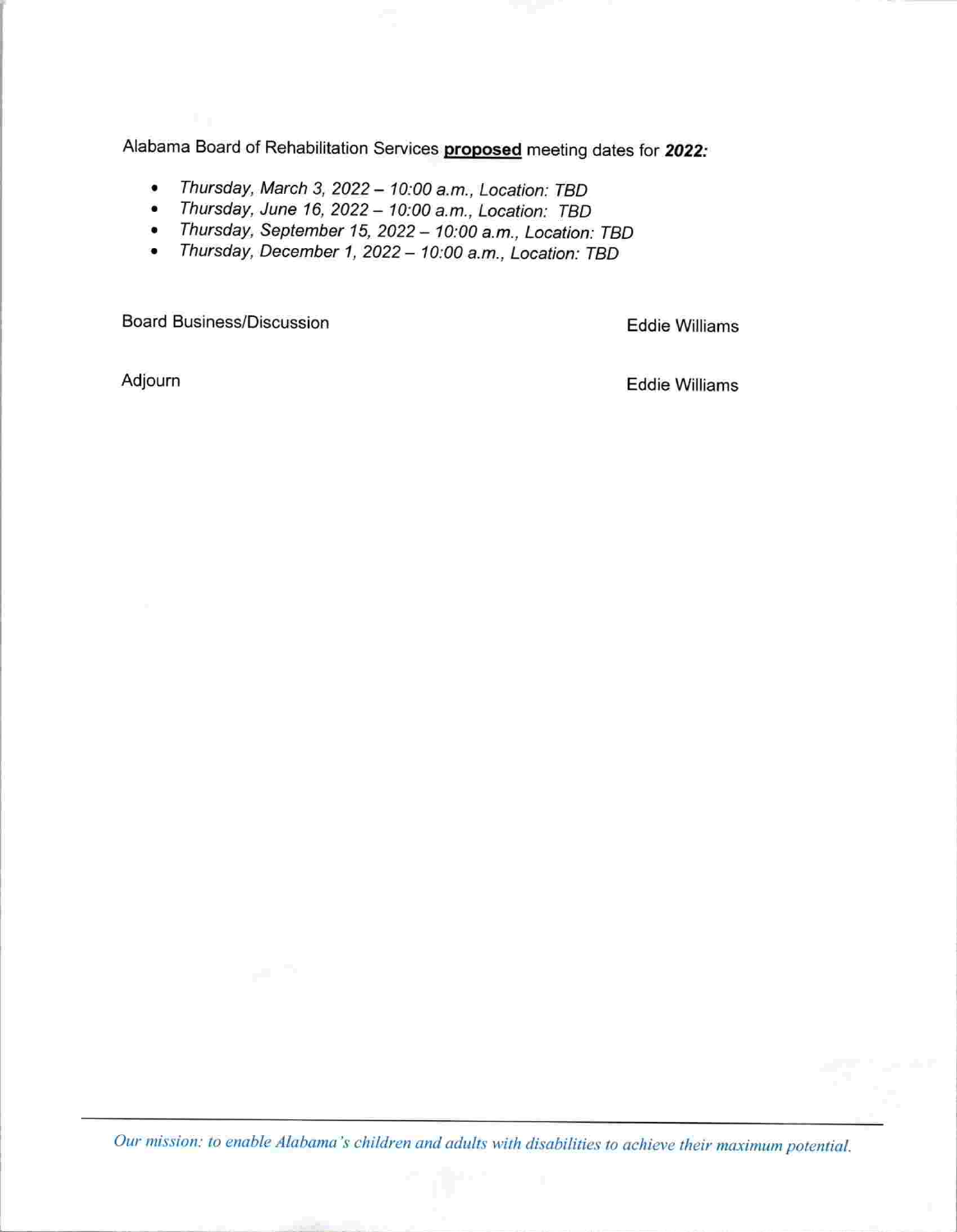Alabama Board of Rehabilitation Services **proposed** meeting dates for ***2022:***

- *Thursday, March 3, 2022 – 10:00 a.m., Location: TBD*
- *Thursday, June 16, 2022 – 10:00 a.m., Location: TBD*
- *Thursday, September 15, 2022 – 10:00 a.m., Location: TBD*
- *Thursday, December 1, 2022 – 10:00 a.m., Location: TBD*

Board Business/Discussion — Eddie Williams

Adjourn — Eddie Williams

*Our mission: to enable Alabama's children and adults with disabilities to achieve their maximum potential.*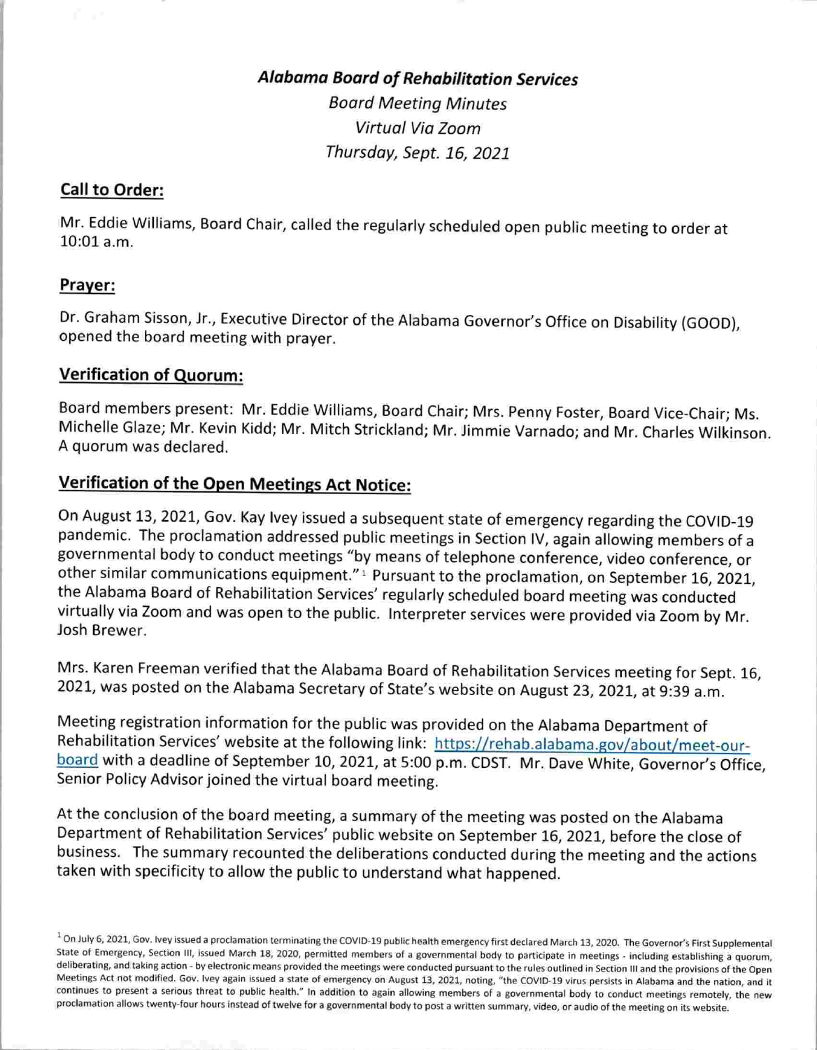***Alabama Board of Rehabilitation Services***

*Board Meeting Minutes*

*Virtual Via Zoom*

*Thursday, Sept. 16, 2021*

## Call to Order:

Mr. Eddie Williams, Board Chair, called the regularly scheduled open public meeting to order at 10:01 a.m.

## Prayer:

Dr. Graham Sisson, Jr., Executive Director of the Alabama Governor's Office on Disability (GOOD), opened the board meeting with prayer.

## Verification of Quorum:

Board members present: Mr. Eddie Williams, Board Chair; Mrs. Penny Foster, Board Vice-Chair; Ms. Michelle Glaze; Mr. Kevin Kidd; Mr. Mitch Strickland; Mr. Jimmie Varnado; and Mr. Charles Wilkinson. A quorum was declared.

## Verification of the Open Meetings Act Notice:

On August 13, 2021, Gov. Kay Ivey issued a subsequent state of emergency regarding the COVID-19 pandemic. The proclamation addressed public meetings in Section IV, again allowing members of a governmental body to conduct meetings "by means of telephone conference, video conference, or other similar communications equipment."[1] Pursuant to the proclamation, on September 16, 2021, the Alabama Board of Rehabilitation Services' regularly scheduled board meeting was conducted virtually via Zoom and was open to the public. Interpreter services were provided via Zoom by Mr. Josh Brewer.

Mrs. Karen Freeman verified that the Alabama Board of Rehabilitation Services meeting for Sept. 16, 2021, was posted on the Alabama Secretary of State's website on August 23, 2021, at 9:39 a.m.

Meeting registration information for the public was provided on the Alabama Department of Rehabilitation Services' website at the following link: [https://rehab.alabama.gov/about/meet-our-board](https://rehab.alabama.gov/about/meet-our-board) with a deadline of September 10, 2021, at 5:00 p.m. CDST. Mr. Dave White, Governor's Office, Senior Policy Advisor joined the virtual board meeting.

At the conclusion of the board meeting, a summary of the meeting was posted on the Alabama Department of Rehabilitation Services' public website on September 16, 2021, before the close of business. The summary recounted the deliberations conducted during the meeting and the actions taken with specificity to allow the public to understand what happened.

---

[1] On July 6, 2021, Gov. Ivey issued a proclamation terminating the COVID-19 public health emergency first declared March 13, 2020. The Governor's First Supplemental State of Emergency, Section III, issued March 18, 2020, permitted members of a governmental body to participate in meetings - including establishing a quorum, deliberating, and taking action - by electronic means provided the meetings were conducted pursuant to the rules outlined in Section III and the provisions of the Open Meetings Act not modified. Gov. Ivey again issued a state of emergency on August 13, 2021, noting, "the COVID-19 virus persists in Alabama and the nation, and it continues to present a serious threat to public health." In addition to again allowing members of a governmental body to conduct meetings remotely, the new proclamation allows twenty-four hours instead of twelve for a governmental body to post a written summary, video, or audio of the meeting on its website.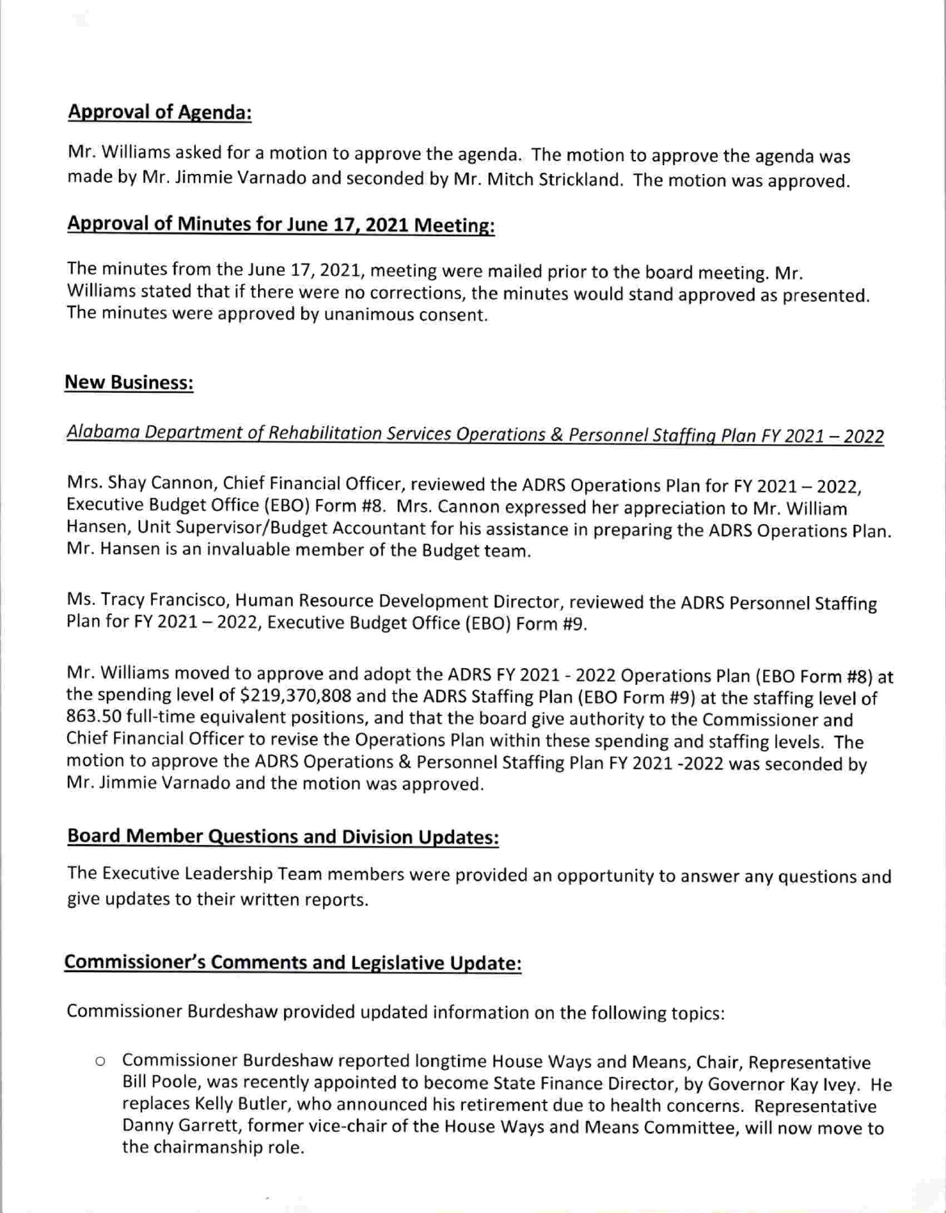## Approval of Agenda:

Mr. Williams asked for a motion to approve the agenda. The motion to approve the agenda was made by Mr. Jimmie Varnado and seconded by Mr. Mitch Strickland. The motion was approved.

## Approval of Minutes for June 17, 2021 Meeting:

The minutes from the June 17, 2021, meeting were mailed prior to the board meeting. Mr. Williams stated that if there were no corrections, the minutes would stand approved as presented. The minutes were approved by unanimous consent.

## New Business:

*Alabama Department of Rehabilitation Services Operations & Personnel Staffing Plan FY 2021 – 2022*

Mrs. Shay Cannon, Chief Financial Officer, reviewed the ADRS Operations Plan for FY 2021 – 2022, Executive Budget Office (EBO) Form #8. Mrs. Cannon expressed her appreciation to Mr. William Hansen, Unit Supervisor/Budget Accountant for his assistance in preparing the ADRS Operations Plan. Mr. Hansen is an invaluable member of the Budget team.

Ms. Tracy Francisco, Human Resource Development Director, reviewed the ADRS Personnel Staffing Plan for FY 2021 – 2022, Executive Budget Office (EBO) Form #9.

Mr. Williams moved to approve and adopt the ADRS FY 2021 - 2022 Operations Plan (EBO Form #8) at the spending level of $219,370,808 and the ADRS Staffing Plan (EBO Form #9) at the staffing level of 863.50 full-time equivalent positions, and that the board give authority to the Commissioner and Chief Financial Officer to revise the Operations Plan within these spending and staffing levels. The motion to approve the ADRS Operations & Personnel Staffing Plan FY 2021 -2022 was seconded by Mr. Jimmie Varnado and the motion was approved.

## Board Member Questions and Division Updates:

The Executive Leadership Team members were provided an opportunity to answer any questions and give updates to their written reports.

## Commissioner's Comments and Legislative Update:

Commissioner Burdeshaw provided updated information on the following topics:

- Commissioner Burdeshaw reported longtime House Ways and Means, Chair, Representative Bill Poole, was recently appointed to become State Finance Director, by Governor Kay Ivey. He replaces Kelly Butler, who announced his retirement due to health concerns. Representative Danny Garrett, former vice-chair of the House Ways and Means Committee, will now move to the chairmanship role.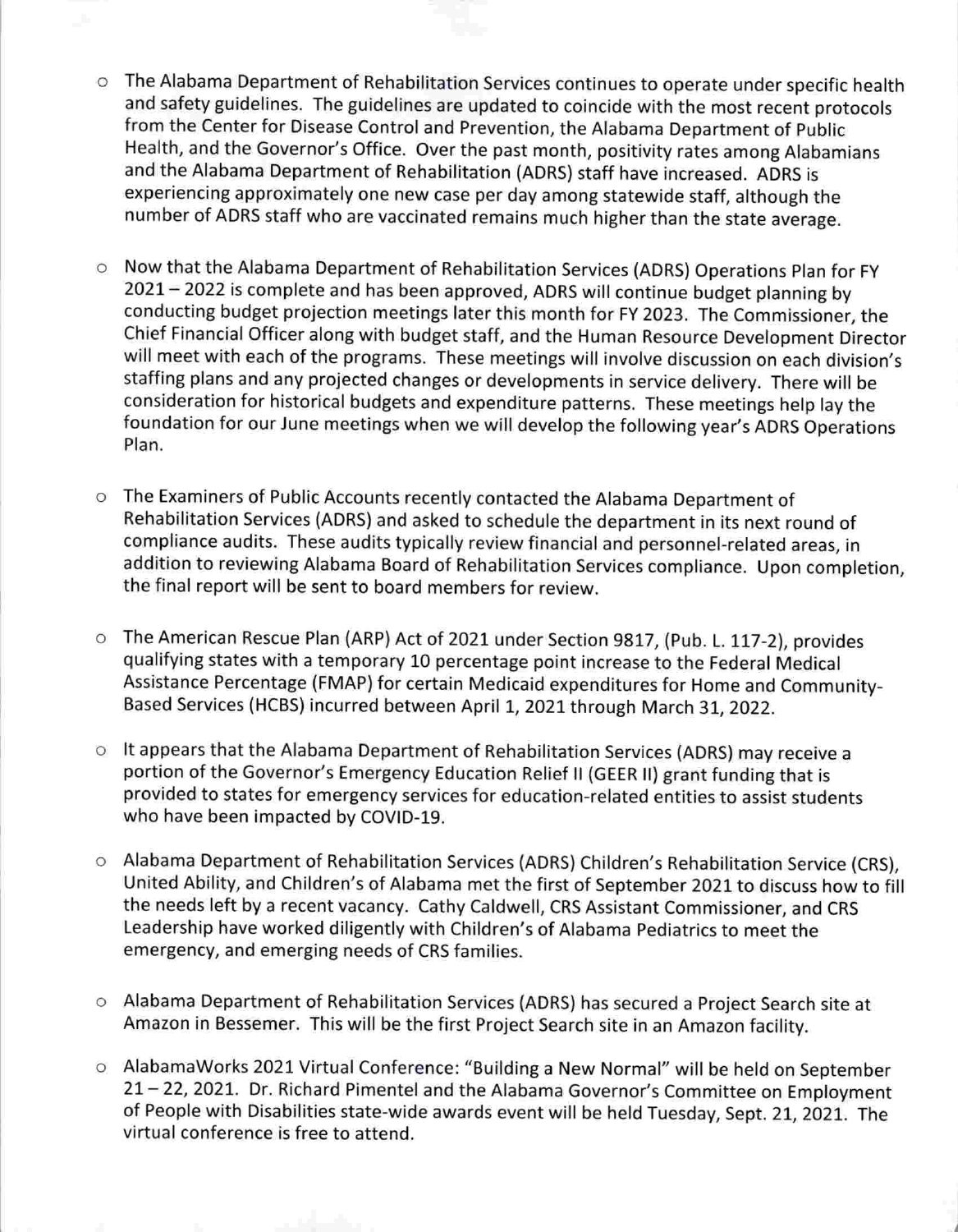- The Alabama Department of Rehabilitation Services continues to operate under specific health and safety guidelines. The guidelines are updated to coincide with the most recent protocols from the Center for Disease Control and Prevention, the Alabama Department of Public Health, and the Governor's Office. Over the past month, positivity rates among Alabamians and the Alabama Department of Rehabilitation (ADRS) staff have increased. ADRS is experiencing approximately one new case per day among statewide staff, although the number of ADRS staff who are vaccinated remains much higher than the state average.

- Now that the Alabama Department of Rehabilitation Services (ADRS) Operations Plan for FY 2021 – 2022 is complete and has been approved, ADRS will continue budget planning by conducting budget projection meetings later this month for FY 2023. The Commissioner, the Chief Financial Officer along with budget staff, and the Human Resource Development Director will meet with each of the programs. These meetings will involve discussion on each division's staffing plans and any projected changes or developments in service delivery. There will be consideration for historical budgets and expenditure patterns. These meetings help lay the foundation for our June meetings when we will develop the following year's ADRS Operations Plan.

- The Examiners of Public Accounts recently contacted the Alabama Department of Rehabilitation Services (ADRS) and asked to schedule the department in its next round of compliance audits. These audits typically review financial and personnel-related areas, in addition to reviewing Alabama Board of Rehabilitation Services compliance. Upon completion, the final report will be sent to board members for review.

- The American Rescue Plan (ARP) Act of 2021 under Section 9817, (Pub. L. 117-2), provides qualifying states with a temporary 10 percentage point increase to the Federal Medical Assistance Percentage (FMAP) for certain Medicaid expenditures for Home and Community-Based Services (HCBS) incurred between April 1, 2021 through March 31, 2022.

- It appears that the Alabama Department of Rehabilitation Services (ADRS) may receive a portion of the Governor's Emergency Education Relief II (GEER II) grant funding that is provided to states for emergency services for education-related entities to assist students who have been impacted by COVID-19.

- Alabama Department of Rehabilitation Services (ADRS) Children's Rehabilitation Service (CRS), United Ability, and Children's of Alabama met the first of September 2021 to discuss how to fill the needs left by a recent vacancy. Cathy Caldwell, CRS Assistant Commissioner, and CRS Leadership have worked diligently with Children's of Alabama Pediatrics to meet the emergency, and emerging needs of CRS families.

- Alabama Department of Rehabilitation Services (ADRS) has secured a Project Search site at Amazon in Bessemer. This will be the first Project Search site in an Amazon facility.

- AlabamaWorks 2021 Virtual Conference: "Building a New Normal" will be held on September 21 – 22, 2021. Dr. Richard Pimentel and the Alabama Governor's Committee on Employment of People with Disabilities state-wide awards event will be held Tuesday, Sept. 21, 2021. The virtual conference is free to attend.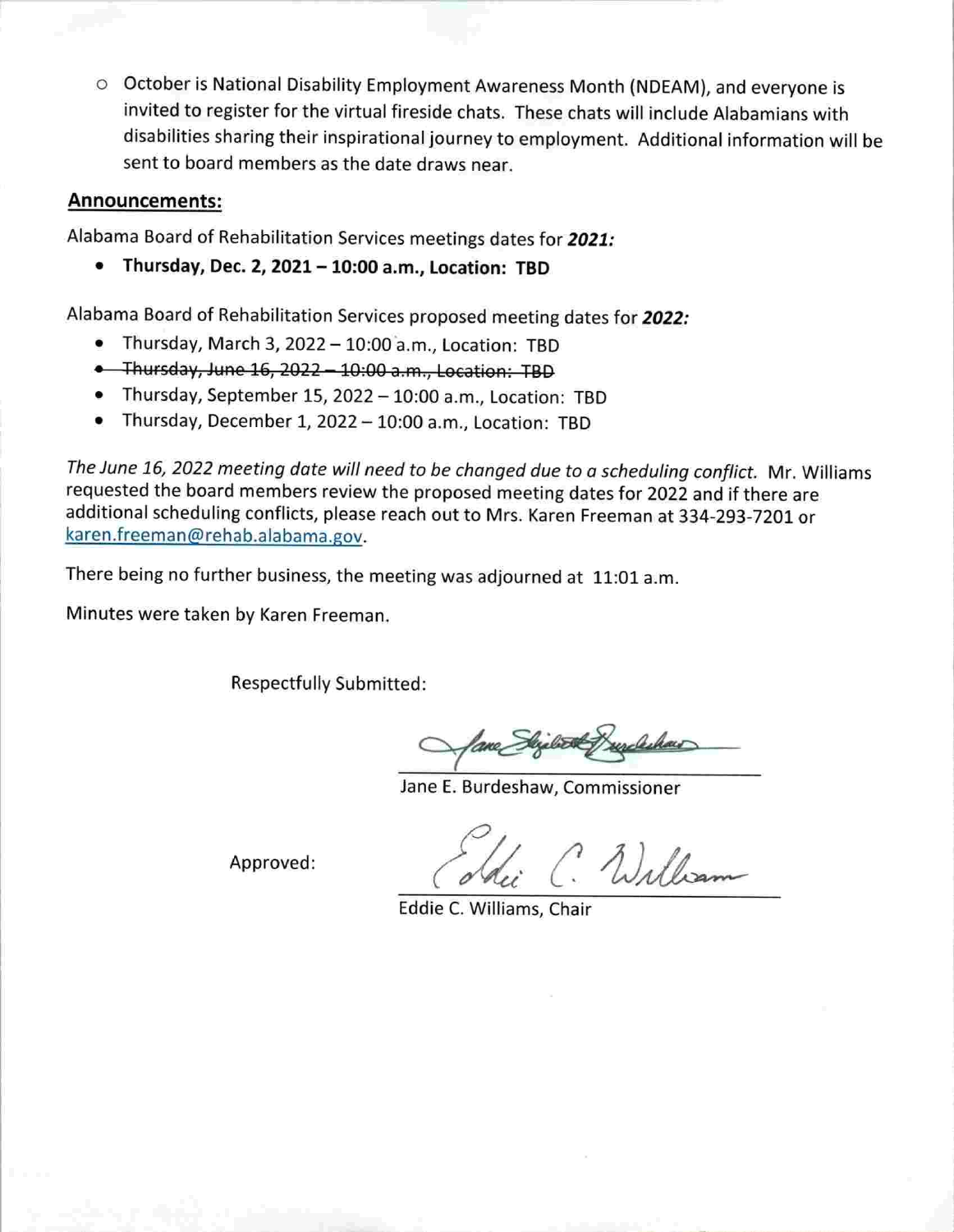- October is National Disability Employment Awareness Month (NDEAM), and everyone is invited to register for the virtual fireside chats. These chats will include Alabamians with disabilities sharing their inspirational journey to employment. Additional information will be sent to board members as the date draws near.

**Announcements:**

Alabama Board of Rehabilitation Services meetings dates for ***2021:***

- **Thursday, Dec. 2, 2021 – 10:00 a.m., Location: TBD**

Alabama Board of Rehabilitation Services proposed meeting dates for ***2022:***

- Thursday, March 3, 2022 – 10:00 a.m., Location: TBD
- ~~Thursday, June 16, 2022 – 10:00 a.m., Location: TBD~~
- Thursday, September 15, 2022 – 10:00 a.m., Location: TBD
- Thursday, December 1, 2022 – 10:00 a.m., Location: TBD

*The June 16, 2022 meeting date will need to be changed due to a scheduling conflict.* Mr. Williams requested the board members review the proposed meeting dates for 2022 and if there are additional scheduling conflicts, please reach out to Mrs. Karen Freeman at 334-293-7201 or karen.freeman@rehab.alabama.gov.

There being no further business, the meeting was adjourned at 11:01 a.m.

Minutes were taken by Karen Freeman.

Respectfully Submitted:

Jane E. Burdeshaw, Commissioner

Approved:

Eddie C. Williams, Chair